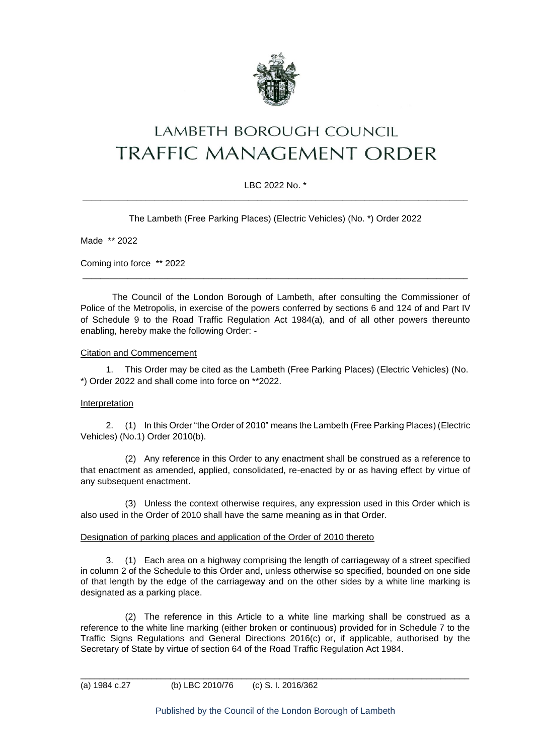# LAMBETH BOROUGH COUNCIL
# TRAFFIC MANAGEMENT ORDER

LBC 2022 No. *

---

The Lambeth (Free Parking Places) (Electric Vehicles) (No. *) Order 2022

Made ** 2022

Coming into force ** 2022

---

The Council of the London Borough of Lambeth, after consulting the Commissioner of Police of the Metropolis, in exercise of the powers conferred by sections 6 and 124 of and Part IV of Schedule 9 to the Road Traffic Regulation Act 1984(a), and of all other powers thereunto enabling, hereby make the following Order: -

Citation and Commencement

1. This Order may be cited as the Lambeth (Free Parking Places) (Electric Vehicles) (No. *) Order 2022 and shall come into force on **2022.

Interpretation

2. (1) In this Order "the Order of 2010" means the Lambeth (Free Parking Places) (Electric Vehicles) (No.1) Order 2010(b).

(2) Any reference in this Order to any enactment shall be construed as a reference to that enactment as amended, applied, consolidated, re-enacted by or as having effect by virtue of any subsequent enactment.

(3) Unless the context otherwise requires, any expression used in this Order which is also used in the Order of 2010 shall have the same meaning as in that Order.

Designation of parking places and application of the Order of 2010 thereto

3. (1) Each area on a highway comprising the length of carriageway of a street specified in column 2 of the Schedule to this Order and, unless otherwise so specified, bounded on one side of that length by the edge of the carriageway and on the other sides by a white line marking is designated as a parking place.

(2) The reference in this Article to a white line marking shall be construed as a reference to the white line marking (either broken or continuous) provided for in Schedule 7 to the Traffic Signs Regulations and General Directions 2016(c) or, if applicable, authorised by the Secretary of State by virtue of section 64 of the Road Traffic Regulation Act 1984.

---

(a) 1984 c.27 (b) LBC 2010/76 (c) S. I. 2016/362

Published by the Council of the London Borough of Lambeth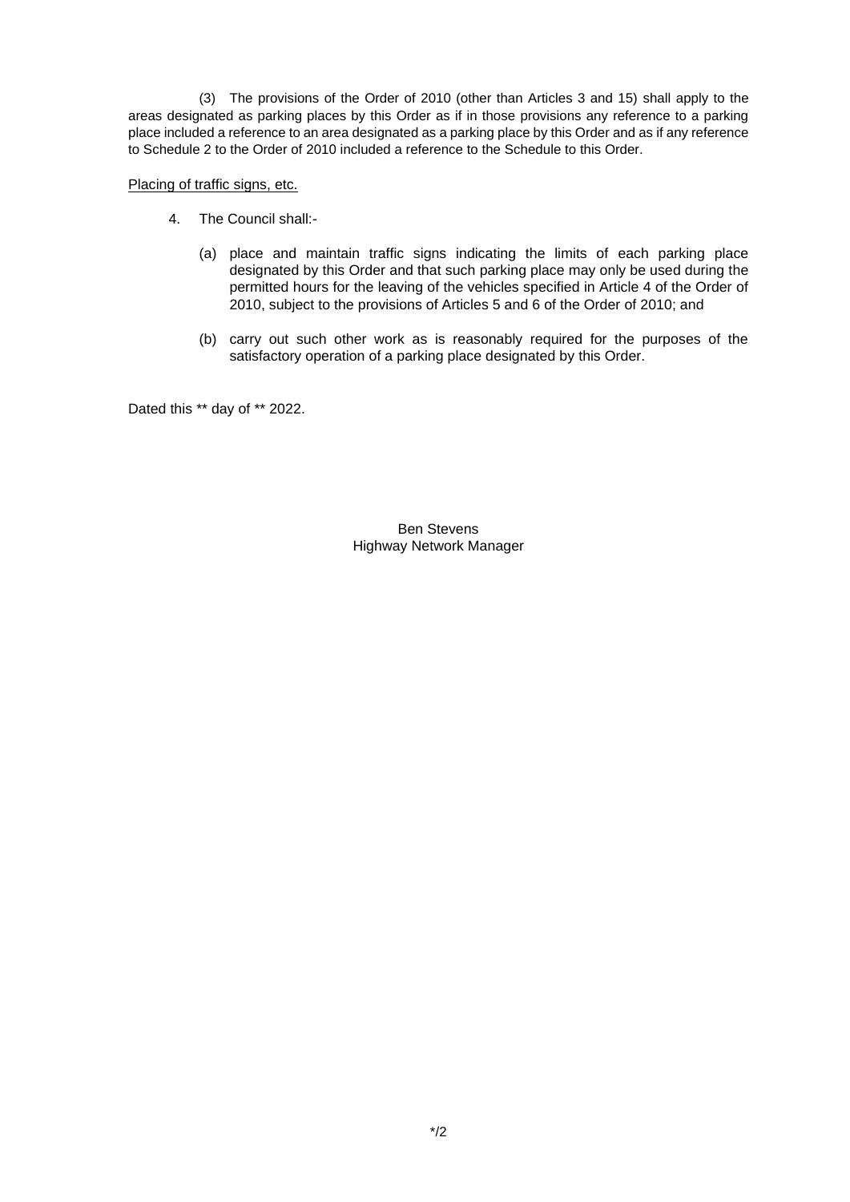(3) The provisions of the Order of 2010 (other than Articles 3 and 15) shall apply to the areas designated as parking places by this Order as if in those provisions any reference to a parking place included a reference to an area designated as a parking place by this Order and as if any reference to Schedule 2 to the Order of 2010 included a reference to the Schedule to this Order.

<u>Placing of traffic signs, etc.</u>

4. The Council shall:-

   (a) place and maintain traffic signs indicating the limits of each parking place designated by this Order and that such parking place may only be used during the permitted hours for the leaving of the vehicles specified in Article 4 of the Order of 2010, subject to the provisions of Articles 5 and 6 of the Order of 2010; and

   (b) carry out such other work as is reasonably required for the purposes of the satisfactory operation of a parking place designated by this Order.

Dated this ** day of ** 2022.

Ben Stevens
Highway Network Manager

*/2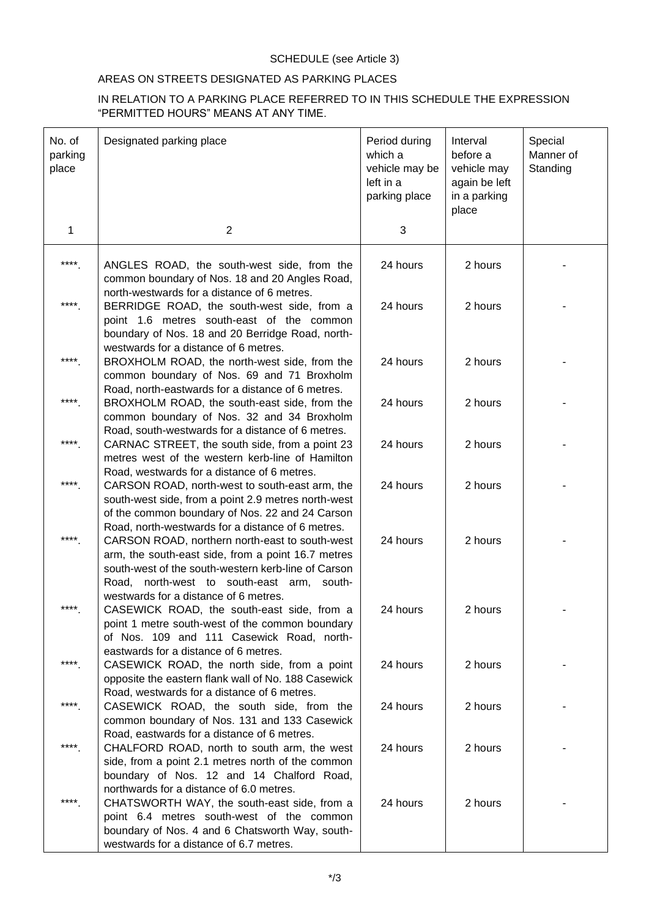SCHEDULE (see Article 3)

AREAS ON STREETS DESIGNATED AS PARKING PLACES

IN RELATION TO A PARKING PLACE REFERRED TO IN THIS SCHEDULE THE EXPRESSION "PERMITTED HOURS" MEANS AT ANY TIME.

| No. of parking place | Designated parking place | Period during which a vehicle may be left in a parking place | Interval before a vehicle may again be left in a parking place | Special Manner of Standing |
|---|---|---|---|---|
| 1 | 2 | 3 | | |
| ****. | ANGLES ROAD, the south-west side, from the common boundary of Nos. 18 and 20 Angles Road, north-westwards for a distance of 6 metres. | 24 hours | 2 hours | - |
| ****. | BERRIDGE ROAD, the south-west side, from a point 1.6 metres south-east of the common boundary of Nos. 18 and 20 Berridge Road, north-westwards for a distance of 6 metres. | 24 hours | 2 hours | - |
| ****. | BROXHOLM ROAD, the north-west side, from the common boundary of Nos. 69 and 71 Broxholm Road, north-eastwards for a distance of 6 metres. | 24 hours | 2 hours | - |
| ****. | BROXHOLM ROAD, the south-east side, from the common boundary of Nos. 32 and 34 Broxholm Road, south-westwards for a distance of 6 metres. | 24 hours | 2 hours | - |
| ****. | CARNAC STREET, the south side, from a point 23 metres west of the western kerb-line of Hamilton Road, westwards for a distance of 6 metres. | 24 hours | 2 hours | - |
| ****. | CARSON ROAD, north-west to south-east arm, the south-west side, from a point 2.9 metres north-west of the common boundary of Nos. 22 and 24 Carson Road, north-westwards for a distance of 6 metres. | 24 hours | 2 hours | - |
| ****. | CARSON ROAD, northern north-east to south-west arm, the south-east side, from a point 16.7 metres south-west of the south-western kerb-line of Carson Road, north-west to south-east arm, south-westwards for a distance of 6 metres. | 24 hours | 2 hours | - |
| ****. | CASEWICK ROAD, the south-east side, from a point 1 metre south-west of the common boundary of Nos. 109 and 111 Casewick Road, north-eastwards for a distance of 6 metres. | 24 hours | 2 hours | - |
| ****. | CASEWICK ROAD, the north side, from a point opposite the eastern flank wall of No. 188 Casewick Road, westwards for a distance of 6 metres. | 24 hours | 2 hours | - |
| ****. | CASEWICK ROAD, the south side, from the common boundary of Nos. 131 and 133 Casewick Road, eastwards for a distance of 6 metres. | 24 hours | 2 hours | - |
| ****. | CHALFORD ROAD, north to south arm, the west side, from a point 2.1 metres north of the common boundary of Nos. 12 and 14 Chalford Road, northwards for a distance of 6.0 metres. | 24 hours | 2 hours | - |
| ****. | CHATSWORTH WAY, the south-east side, from a point 6.4 metres south-west of the common boundary of Nos. 4 and 6 Chatsworth Way, south-westwards for a distance of 6.7 metres. | 24 hours | 2 hours | - |

*/3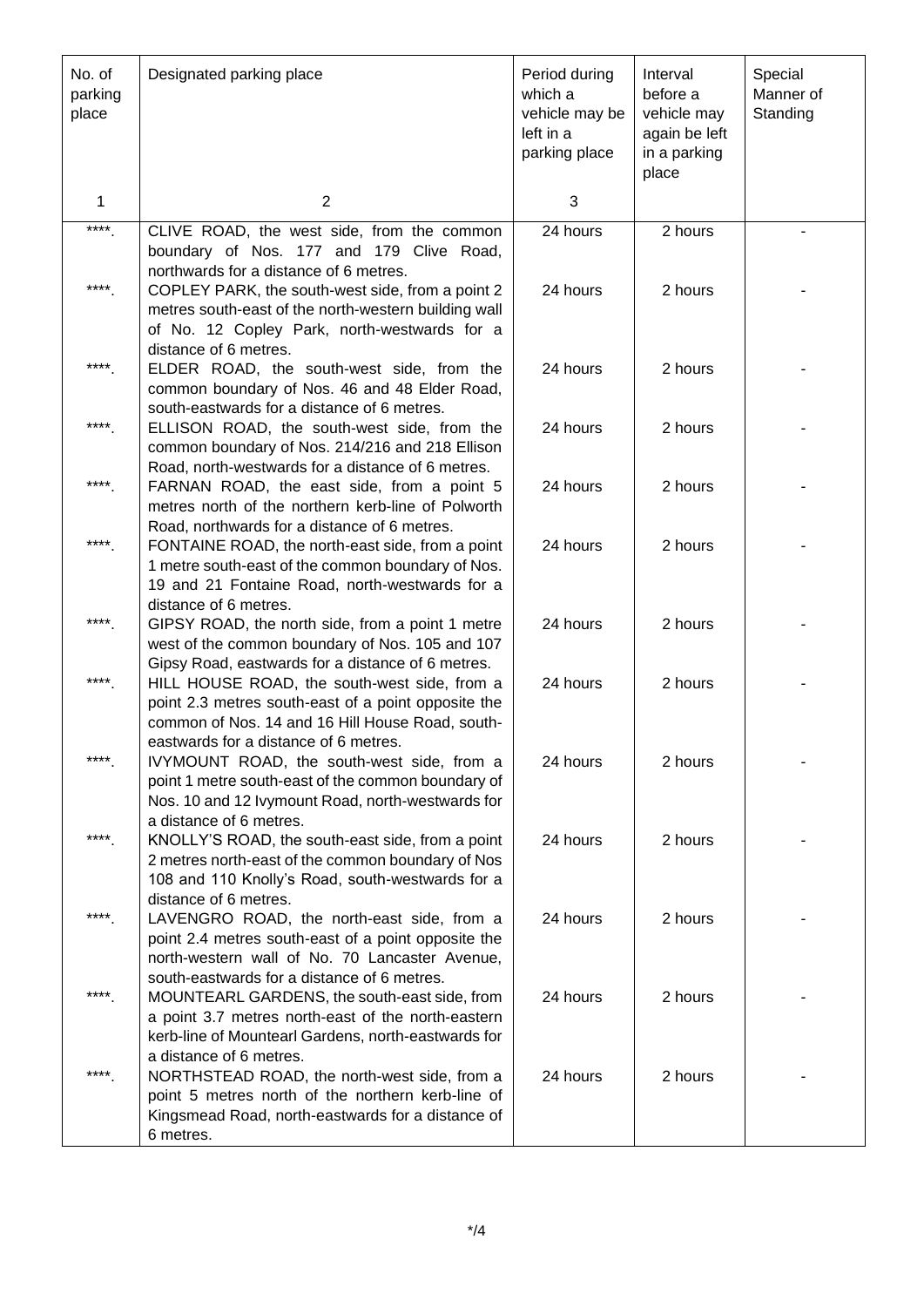| No. of parking place | Designated parking place | Period during which a vehicle may be left in a parking place | Interval before a vehicle may again be left in a parking place | Special Manner of Standing |
|---|---|---|---|---|
| 1 | 2 | 3 | | |
| ****. | CLIVE ROAD, the west side, from the common boundary of Nos. 177 and 179 Clive Road, northwards for a distance of 6 metres. | 24 hours | 2 hours | - |
| ****. | COPLEY PARK, the south-west side, from a point 2 metres south-east of the north-western building wall of No. 12 Copley Park, north-westwards for a distance of 6 metres. | 24 hours | 2 hours | - |
| ****. | ELDER ROAD, the south-west side, from the common boundary of Nos. 46 and 48 Elder Road, south-eastwards for a distance of 6 metres. | 24 hours | 2 hours | - |
| ****. | ELLISON ROAD, the south-west side, from the common boundary of Nos. 214/216 and 218 Ellison Road, north-westwards for a distance of 6 metres. | 24 hours | 2 hours | - |
| ****. | FARNAN ROAD, the east side, from a point 5 metres north of the northern kerb-line of Polworth Road, northwards for a distance of 6 metres. | 24 hours | 2 hours | - |
| ****. | FONTAINE ROAD, the north-east side, from a point 1 metre south-east of the common boundary of Nos. 19 and 21 Fontaine Road, north-westwards for a distance of 6 metres. | 24 hours | 2 hours | - |
| ****. | GIPSY ROAD, the north side, from a point 1 metre west of the common boundary of Nos. 105 and 107 Gipsy Road, eastwards for a distance of 6 metres. | 24 hours | 2 hours | - |
| ****. | HILL HOUSE ROAD, the south-west side, from a point 2.3 metres south-east of a point opposite the common of Nos. 14 and 16 Hill House Road, south-eastwards for a distance of 6 metres. | 24 hours | 2 hours | - |
| ****. | IVYMOUNT ROAD, the south-west side, from a point 1 metre south-east of the common boundary of Nos. 10 and 12 Ivymount Road, north-westwards for a distance of 6 metres. | 24 hours | 2 hours | - |
| ****. | KNOLLY'S ROAD, the south-east side, from a point 2 metres north-east of the common boundary of Nos 108 and 110 Knolly's Road, south-westwards for a distance of 6 metres. | 24 hours | 2 hours | - |
| ****. | LAVENGRO ROAD, the north-east side, from a point 2.4 metres south-east of a point opposite the north-western wall of No. 70 Lancaster Avenue, south-eastwards for a distance of 6 metres. | 24 hours | 2 hours | - |
| ****. | MOUNTEARL GARDENS, the south-east side, from a point 3.7 metres north-east of the north-eastern kerb-line of Mountearl Gardens, north-eastwards for a distance of 6 metres. | 24 hours | 2 hours | - |
| ****. | NORTHSTEAD ROAD, the north-west side, from a point 5 metres north of the northern kerb-line of Kingsmead Road, north-eastwards for a distance of 6 metres. | 24 hours | 2 hours | - |

*/4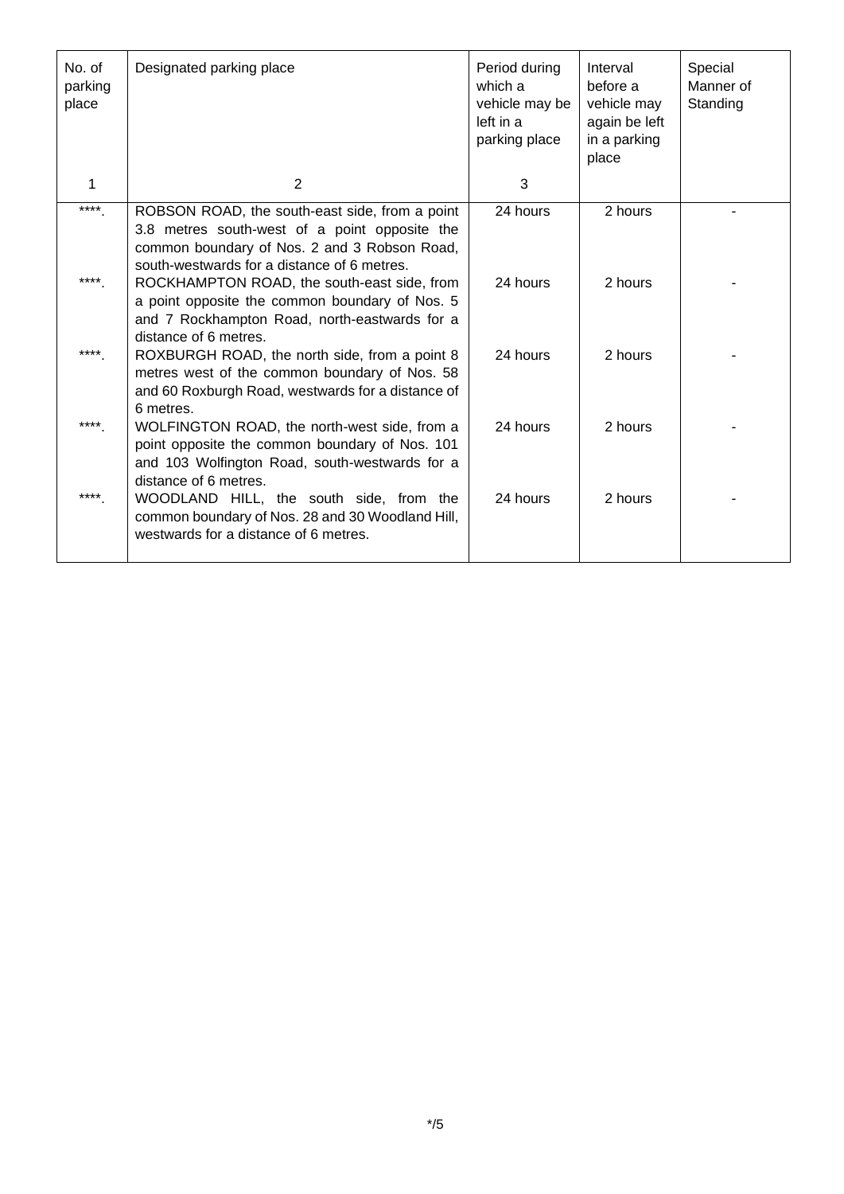| No. of parking place | Designated parking place | Period during which a vehicle may be left in a parking place | Interval before a vehicle may again be left in a parking place | Special Manner of Standing |
|---|---|---|---|---|
| 1 | 2 | 3 | | |
| ****. | ROBSON ROAD, the south-east side, from a point 3.8 metres south-west of a point opposite the common boundary of Nos. 2 and 3 Robson Road, south-westwards for a distance of 6 metres. | 24 hours | 2 hours | - |
| ****. | ROCKHAMPTON ROAD, the south-east side, from a point opposite the common boundary of Nos. 5 and 7 Rockhampton Road, north-eastwards for a distance of 6 metres. | 24 hours | 2 hours | - |
| ****. | ROXBURGH ROAD, the north side, from a point 8 metres west of the common boundary of Nos. 58 and 60 Roxburgh Road, westwards for a distance of 6 metres. | 24 hours | 2 hours | - |
| ****. | WOLFINGTON ROAD, the north-west side, from a point opposite the common boundary of Nos. 101 and 103 Wolfington Road, south-westwards for a distance of 6 metres. | 24 hours | 2 hours | - |
| ****. | WOODLAND HILL, the south side, from the common boundary of Nos. 28 and 30 Woodland Hill, westwards for a distance of 6 metres. | 24 hours | 2 hours | - |

*/5